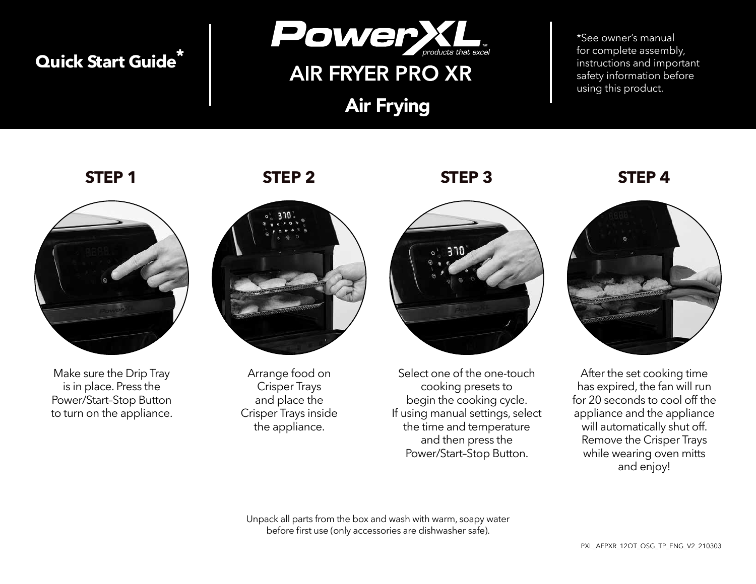**Quick Start Guide***

# PowerXL

*products that excel*

## AIR FRYER PRO XR

## Air Frying

*See owner's manual for complete assembly, instructions and important safety information before using this product.

### STEP 1

Make sure the Drip Tray is in place. Press the Power/Start–Stop Button to turn on the appliance.

### STEP 2

Arrange food on Crisper Trays and place the Crisper Trays inside the appliance.

### STEP 3

Select one of the one-touch cooking presets to begin the cooking cycle. If using manual settings, select the time and temperature and then press the Power/Start–Stop Button.

### STEP 4

After the set cooking time has expired, the fan will run for 20 seconds to cool off the appliance and the appliance will automatically shut off. Remove the Crisper Trays while wearing oven mitts and enjoy!

Unpack all parts from the box and wash with warm, soapy water before first use (only accessories are dishwasher safe).

PXL_AFPXR_12QT_QSG_TP_ENG_V2_210303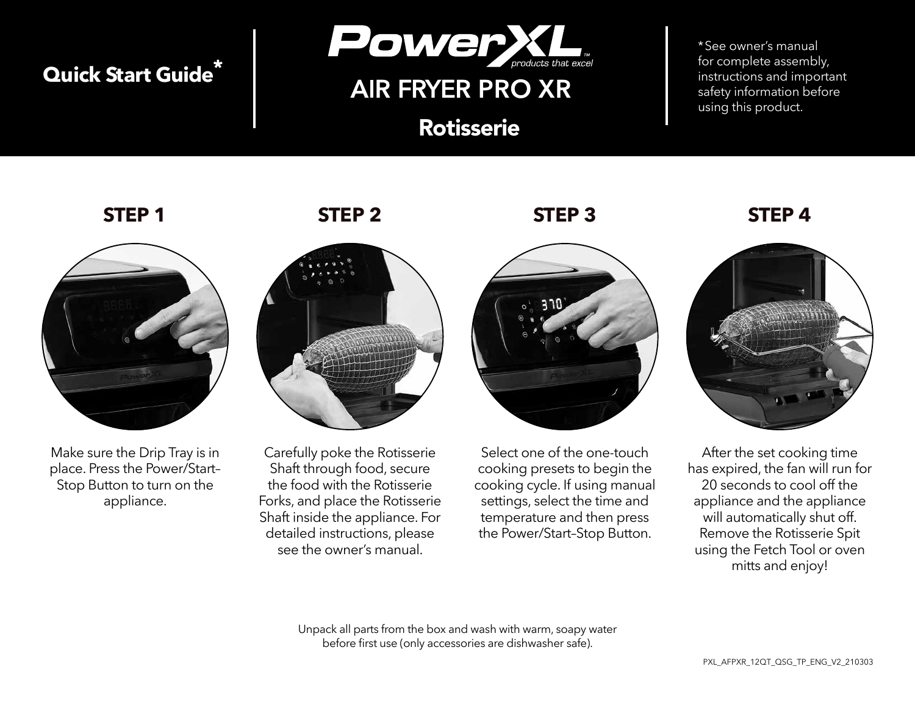**Quick Start Guide***

# PowerXL

*products that excel*

## AIR FRYER PRO XR

### Rotisserie

*See owner's manual for complete assembly, instructions and important safety information before using this product.

## STEP 1

Make sure the Drip Tray is in place. Press the Power/Start–Stop Button to turn on the appliance.

## STEP 2

Carefully poke the Rotisserie Shaft through food, secure the food with the Rotisserie Forks, and place the Rotisserie Shaft inside the appliance. For detailed instructions, please see the owner's manual.

## STEP 3

Select one of the one-touch cooking presets to begin the cooking cycle. If using manual settings, select the time and temperature and then press the Power/Start–Stop Button.

## STEP 4

After the set cooking time has expired, the fan will run for 20 seconds to cool off the appliance and the appliance will automatically shut off. Remove the Rotisserie Spit using the Fetch Tool or oven mitts and enjoy!

Unpack all parts from the box and wash with warm, soapy water before first use (only accessories are dishwasher safe).

PXL_AFPXR_12QT_QSG_TP_ENG_V2_210303